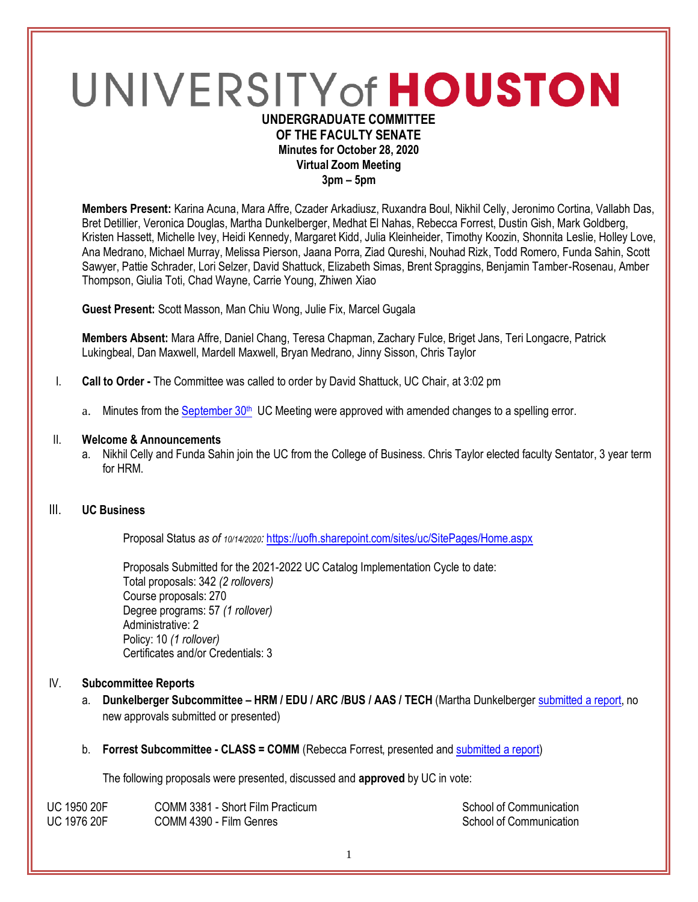# UNIVERSITY of HOUSTON

**UNDERGRADUATE COMMITTEE**
**OF THE FACULTY SENATE**
**Minutes for October 28, 2020**
**Virtual Zoom Meeting**
**3pm – 5pm**

**Members Present:** Karina Acuna, Mara Affre, Czader Arkadiusz, Ruxandra Boul, Nikhil Celly, Jeronimo Cortina, Vallabh Das, Bret Detillier, Veronica Douglas, Martha Dunkelberger, Medhat El Nahas, Rebecca Forrest, Dustin Gish, Mark Goldberg, Kristen Hassett, Michelle Ivey, Heidi Kennedy, Margaret Kidd, Julia Kleinheider, Timothy Koozin, Shonnita Leslie, Holley Love, Ana Medrano, Michael Murray, Melissa Pierson, Jaana Porra, Ziad Qureshi, Nouhad Rizk, Todd Romero, Funda Sahin, Scott Sawyer, Pattie Schrader, Lori Selzer, David Shattuck, Elizabeth Simas, Brent Spraggins, Benjamin Tamber-Rosenau, Amber Thompson, Giulia Toti, Chad Wayne, Carrie Young, Zhiwen Xiao

**Guest Present:** Scott Masson, Man Chiu Wong, Julie Fix, Marcel Gugala

**Members Absent:** Mara Affre, Daniel Chang, Teresa Chapman, Zachary Fulce, Briget Jans, Teri Longacre, Patrick Lukingbeal, Dan Maxwell, Mardell Maxwell, Bryan Medrano, Jinny Sisson, Chris Taylor

I. **Call to Order -** The Committee was called to order by David Shattuck, UC Chair, at 3:02 pm

   a. Minutes from the September 30th UC Meeting were approved with amended changes to a spelling error.

II. **Welcome & Announcements**

   a. Nikhil Celly and Funda Sahin join the UC from the College of Business. Chris Taylor elected faculty Sentator, 3 year term for HRM.

III. **UC Business**

   Proposal Status *as of 10/14/2020:* https://uofh.sharepoint.com/sites/uc/SitePages/Home.aspx

   Proposals Submitted for the 2021-2022 UC Catalog Implementation Cycle to date:
   Total proposals: 342 *(2 rollovers)*
   Course proposals: 270
   Degree programs: 57 *(1 rollover)*
   Administrative: 2
   Policy: 10 *(1 rollover)*
   Certificates and/or Credentials: 3

IV. **Subcommittee Reports**

   a. **Dunkelberger Subcommittee – HRM / EDU / ARC /BUS / AAS / TECH** (Martha Dunkelberger submitted a report, no new approvals submitted or presented)

   b. **Forrest Subcommittee - CLASS = COMM** (Rebecca Forrest, presented and submitted a report)

   The following proposals were presented, discussed and **approved** by UC in vote:

| | | |
|---|---|---|
| UC 1950 20F | COMM 3381 - Short Film Practicum | School of Communication |
| UC 1976 20F | COMM 4390 - Film Genres | School of Communication |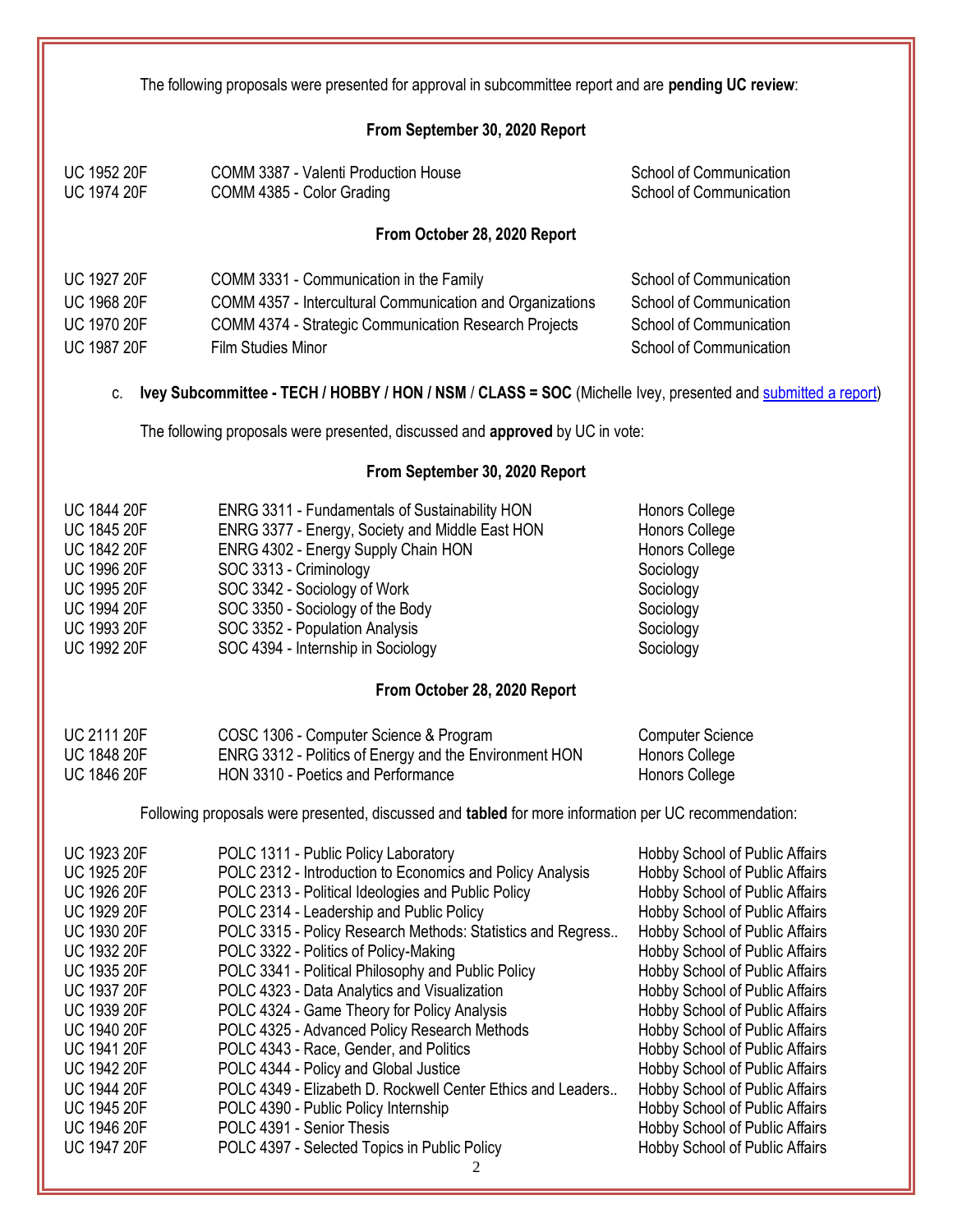The following proposals were presented for approval in subcommittee report and are **pending UC review**:

**From September 30, 2020 Report**

| | | |
|---|---|---|
| UC 1952 20F | COMM 3387 - Valenti Production House | School of Communication |
| UC 1974 20F | COMM 4385 - Color Grading | School of Communication |

**From October 28, 2020 Report**

| | | |
|---|---|---|
| UC 1927 20F | COMM 3331 - Communication in the Family | School of Communication |
| UC 1968 20F | COMM 4357 - Intercultural Communication and Organizations | School of Communication |
| UC 1970 20F | COMM 4374 - Strategic Communication Research Projects | School of Communication |
| UC 1987 20F | Film Studies Minor | School of Communication |

c. **Ivey Subcommittee - TECH / HOBBY / HON / NSM / CLASS = SOC** (Michelle Ivey, presented and submitted a report)

The following proposals were presented, discussed and **approved** by UC in vote:

**From September 30, 2020 Report**

| | | |
|---|---|---|
| UC 1844 20F | ENRG 3311 - Fundamentals of Sustainability HON | Honors College |
| UC 1845 20F | ENRG 3377 - Energy, Society and Middle East HON | Honors College |
| UC 1842 20F | ENRG 4302 - Energy Supply Chain HON | Honors College |
| UC 1996 20F | SOC 3313 - Criminology | Sociology |
| UC 1995 20F | SOC 3342 - Sociology of Work | Sociology |
| UC 1994 20F | SOC 3350 - Sociology of the Body | Sociology |
| UC 1993 20F | SOC 3352 - Population Analysis | Sociology |
| UC 1992 20F | SOC 4394 - Internship in Sociology | Sociology |

**From October 28, 2020 Report**

| | | |
|---|---|---|
| UC 2111 20F | COSC 1306 - Computer Science & Program | Computer Science |
| UC 1848 20F | ENRG 3312 - Politics of Energy and the Environment HON | Honors College |
| UC 1846 20F | HON 3310 - Poetics and Performance | Honors College |

Following proposals were presented, discussed and **tabled** for more information per UC recommendation:

| | | |
|---|---|---|
| UC 1923 20F | POLC 1311 - Public Policy Laboratory | Hobby School of Public Affairs |
| UC 1925 20F | POLC 2312 - Introduction to Economics and Policy Analysis | Hobby School of Public Affairs |
| UC 1926 20F | POLC 2313 - Political Ideologies and Public Policy | Hobby School of Public Affairs |
| UC 1929 20F | POLC 2314 - Leadership and Public Policy | Hobby School of Public Affairs |
| UC 1930 20F | POLC 3315 - Policy Research Methods: Statistics and Regress.. | Hobby School of Public Affairs |
| UC 1932 20F | POLC 3322 - Politics of Policy-Making | Hobby School of Public Affairs |
| UC 1935 20F | POLC 3341 - Political Philosophy and Public Policy | Hobby School of Public Affairs |
| UC 1937 20F | POLC 4323 - Data Analytics and Visualization | Hobby School of Public Affairs |
| UC 1939 20F | POLC 4324 - Game Theory for Policy Analysis | Hobby School of Public Affairs |
| UC 1940 20F | POLC 4325 - Advanced Policy Research Methods | Hobby School of Public Affairs |
| UC 1941 20F | POLC 4343 - Race, Gender, and Politics | Hobby School of Public Affairs |
| UC 1942 20F | POLC 4344 - Policy and Global Justice | Hobby School of Public Affairs |
| UC 1944 20F | POLC 4349 - Elizabeth D. Rockwell Center Ethics and Leaders.. | Hobby School of Public Affairs |
| UC 1945 20F | POLC 4390 - Public Policy Internship | Hobby School of Public Affairs |
| UC 1946 20F | POLC 4391 - Senior Thesis | Hobby School of Public Affairs |
| UC 1947 20F | POLC 4397 - Selected Topics in Public Policy | Hobby School of Public Affairs |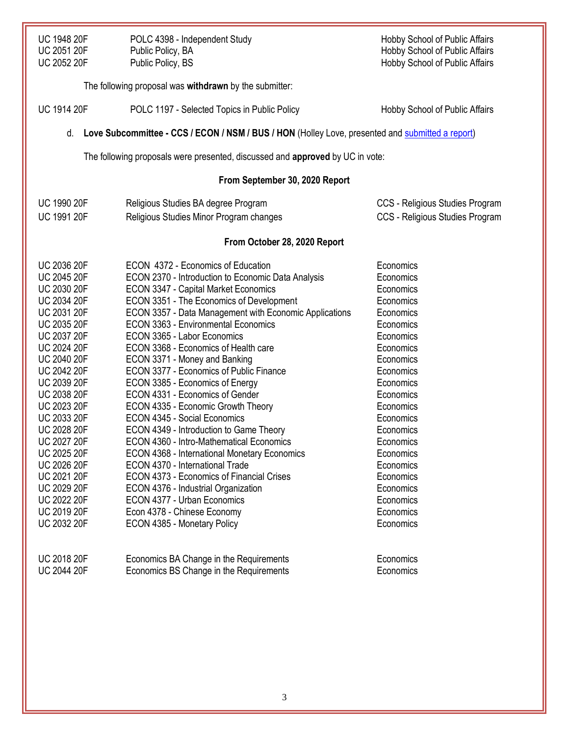| | | |
|---|---|---|
| UC 1948 20F | POLC 4398 - Independent Study | Hobby School of Public Affairs |
| UC 2051 20F | Public Policy, BA | Hobby School of Public Affairs |
| UC 2052 20F | Public Policy, BS | Hobby School of Public Affairs |

The following proposal was **withdrawn** by the submitter:

| | | |
|---|---|---|
| UC 1914 20F | POLC 1197 - Selected Topics in Public Policy | Hobby School of Public Affairs |

d. **Love Subcommittee - CCS / ECON / NSM / BUS / HON** (Holley Love, presented and submitted a report)

The following proposals were presented, discussed and **approved** by UC in vote:

**From September 30, 2020 Report**

| | | |
|---|---|---|
| UC 1990 20F | Religious Studies BA degree Program | CCS - Religious Studies Program |
| UC 1991 20F | Religious Studies Minor Program changes | CCS - Religious Studies Program |

**From October 28, 2020 Report**

| | | |
|---|---|---|
| UC 2036 20F | ECON 4372 - Economics of Education | Economics |
| UC 2045 20F | ECON 2370 - Introduction to Economic Data Analysis | Economics |
| UC 2030 20F | ECON 3347 - Capital Market Economics | Economics |
| UC 2034 20F | ECON 3351 - The Economics of Development | Economics |
| UC 2031 20F | ECON 3357 - Data Management with Economic Applications | Economics |
| UC 2035 20F | ECON 3363 - Environmental Economics | Economics |
| UC 2037 20F | ECON 3365 - Labor Economics | Economics |
| UC 2024 20F | ECON 3368 - Economics of Health care | Economics |
| UC 2040 20F | ECON 3371 - Money and Banking | Economics |
| UC 2042 20F | ECON 3377 - Economics of Public Finance | Economics |
| UC 2039 20F | ECON 3385 - Economics of Energy | Economics |
| UC 2038 20F | ECON 4331 - Economics of Gender | Economics |
| UC 2023 20F | ECON 4335 - Economic Growth Theory | Economics |
| UC 2033 20F | ECON 4345 - Social Economics | Economics |
| UC 2028 20F | ECON 4349 - Introduction to Game Theory | Economics |
| UC 2027 20F | ECON 4360 - Intro-Mathematical Economics | Economics |
| UC 2025 20F | ECON 4368 - International Monetary Economics | Economics |
| UC 2026 20F | ECON 4370 - International Trade | Economics |
| UC 2021 20F | ECON 4373 - Economics of Financial Crises | Economics |
| UC 2029 20F | ECON 4376 - Industrial Organization | Economics |
| UC 2022 20F | ECON 4377 - Urban Economics | Economics |
| UC 2019 20F | Econ 4378 - Chinese Economy | Economics |
| UC 2032 20F | ECON 4385 - Monetary Policy | Economics |

| | | |
|---|---|---|
| UC 2018 20F | Economics BA Change in the Requirements | Economics |
| UC 2044 20F | Economics BS Change in the Requirements | Economics |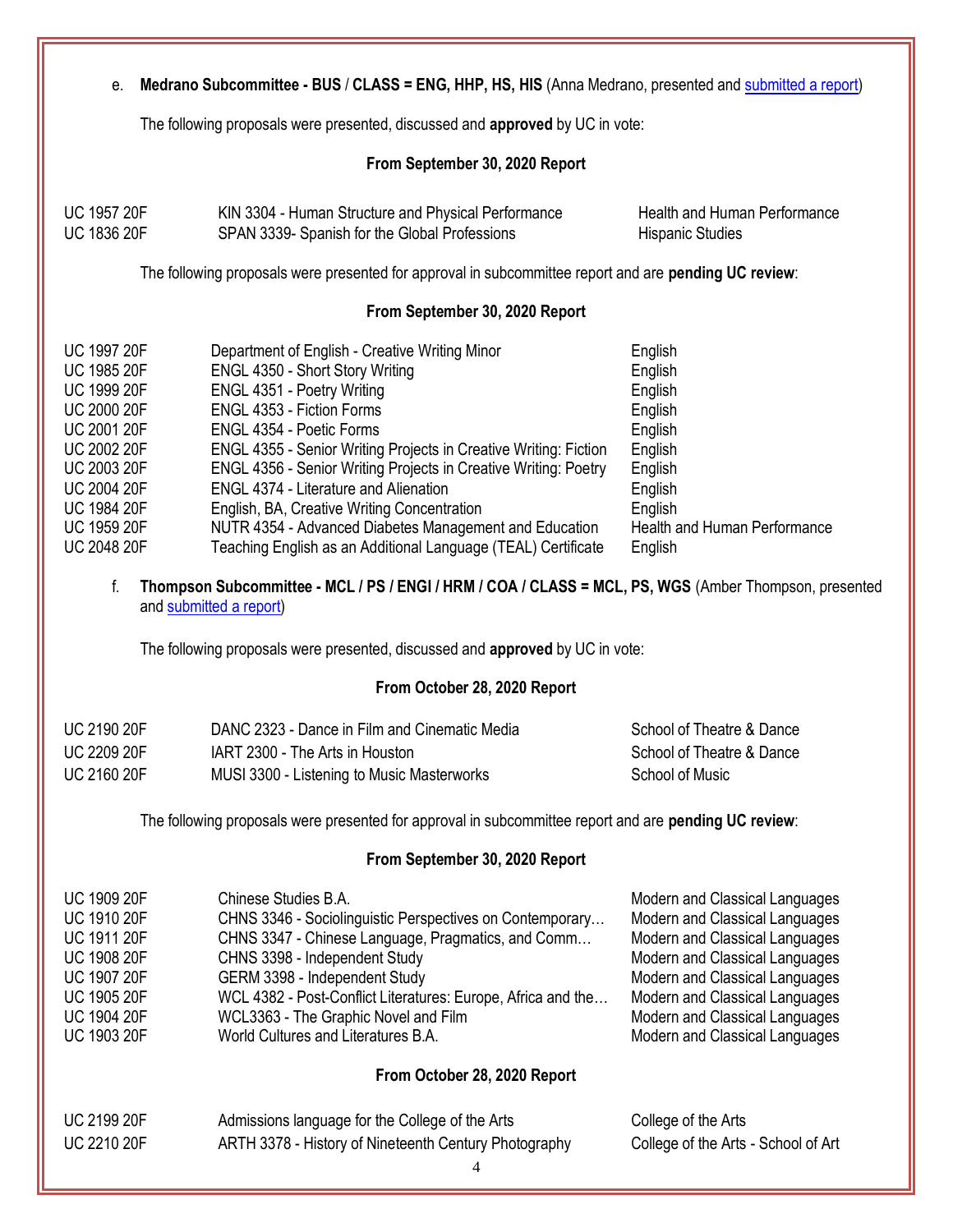e. **Medrano Subcommittee - BUS / CLASS = ENG, HHP, HS, HIS** (Anna Medrano, presented and submitted a report)

The following proposals were presented, discussed and **approved** by UC in vote:

**From September 30, 2020 Report**

| | | |
|---|---|---|
| UC 1957 20F | KIN 3304 - Human Structure and Physical Performance | Health and Human Performance |
| UC 1836 20F | SPAN 3339- Spanish for the Global Professions | Hispanic Studies |

The following proposals were presented for approval in subcommittee report and are **pending UC review**:

**From September 30, 2020 Report**

| | | |
|---|---|---|
| UC 1997 20F | Department of English - Creative Writing Minor | English |
| UC 1985 20F | ENGL 4350 - Short Story Writing | English |
| UC 1999 20F | ENGL 4351 - Poetry Writing | English |
| UC 2000 20F | ENGL 4353 - Fiction Forms | English |
| UC 2001 20F | ENGL 4354 - Poetic Forms | English |
| UC 2002 20F | ENGL 4355 - Senior Writing Projects in Creative Writing: Fiction | English |
| UC 2003 20F | ENGL 4356 - Senior Writing Projects in Creative Writing: Poetry | English |
| UC 2004 20F | ENGL 4374 - Literature and Alienation | English |
| UC 1984 20F | English, BA, Creative Writing Concentration | English |
| UC 1959 20F | NUTR 4354 - Advanced Diabetes Management and Education | Health and Human Performance |
| UC 2048 20F | Teaching English as an Additional Language (TEAL) Certificate | English |

f. **Thompson Subcommittee - MCL / PS / ENGI / HRM / COA / CLASS = MCL, PS, WGS** (Amber Thompson, presented and submitted a report)

The following proposals were presented, discussed and **approved** by UC in vote:

**From October 28, 2020 Report**

| | | |
|---|---|---|
| UC 2190 20F | DANC 2323 - Dance in Film and Cinematic Media | School of Theatre & Dance |
| UC 2209 20F | IART 2300 - The Arts in Houston | School of Theatre & Dance |
| UC 2160 20F | MUSI 3300 - Listening to Music Masterworks | School of Music |

The following proposals were presented for approval in subcommittee report and are **pending UC review**:

**From September 30, 2020 Report**

| | | |
|---|---|---|
| UC 1909 20F | Chinese Studies B.A. | Modern and Classical Languages |
| UC 1910 20F | CHNS 3346 - Sociolinguistic Perspectives on Contemporary… | Modern and Classical Languages |
| UC 1911 20F | CHNS 3347 - Chinese Language, Pragmatics, and Comm… | Modern and Classical Languages |
| UC 1908 20F | CHNS 3398 - Independent Study | Modern and Classical Languages |
| UC 1907 20F | GERM 3398 - Independent Study | Modern and Classical Languages |
| UC 1905 20F | WCL 4382 - Post-Conflict Literatures: Europe, Africa and the… | Modern and Classical Languages |
| UC 1904 20F | WCL3363 - The Graphic Novel and Film | Modern and Classical Languages |
| UC 1903 20F | World Cultures and Literatures B.A. | Modern and Classical Languages |

**From October 28, 2020 Report**

| | | |
|---|---|---|
| UC 2199 20F | Admissions language for the College of the Arts | College of the Arts |
| UC 2210 20F | ARTH 3378 - History of Nineteenth Century Photography | College of the Arts - School of Art |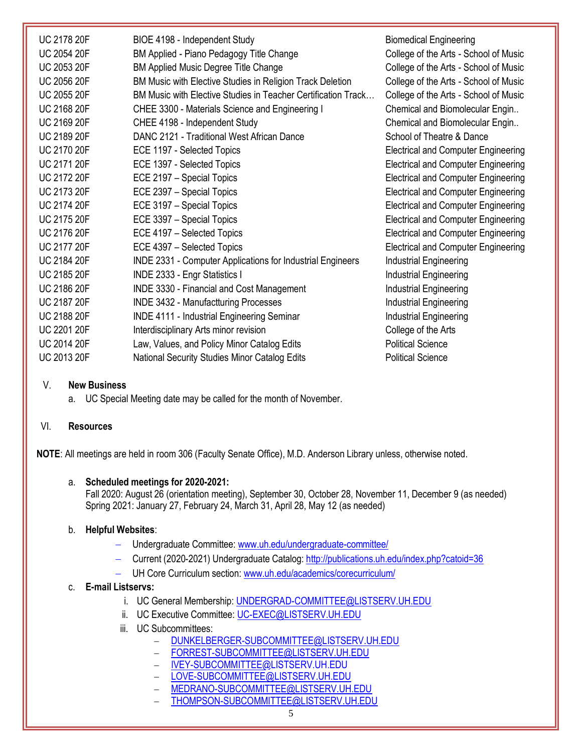| | | |
|---|---|---|
| UC 2178 20F | BIOE 4198 - Independent Study | Biomedical Engineering |
| UC 2054 20F | BM Applied - Piano Pedagogy Title Change | College of the Arts - School of Music |
| UC 2053 20F | BM Applied Music Degree Title Change | College of the Arts - School of Music |
| UC 2056 20F | BM Music with Elective Studies in Religion Track Deletion | College of the Arts - School of Music |
| UC 2055 20F | BM Music with Elective Studies in Teacher Certification Track… | College of the Arts - School of Music |
| UC 2168 20F | CHEE 3300 - Materials Science and Engineering I | Chemical and Biomolecular Engin.. |
| UC 2169 20F | CHEE 4198 - Independent Study | Chemical and Biomolecular Engin.. |
| UC 2189 20F | DANC 2121 - Traditional West African Dance | School of Theatre & Dance |
| UC 2170 20F | ECE 1197 - Selected Topics | Electrical and Computer Engineering |
| UC 2171 20F | ECE 1397 - Selected Topics | Electrical and Computer Engineering |
| UC 2172 20F | ECE 2197 – Special Topics | Electrical and Computer Engineering |
| UC 2173 20F | ECE 2397 – Special Topics | Electrical and Computer Engineering |
| UC 2174 20F | ECE 3197 – Special Topics | Electrical and Computer Engineering |
| UC 2175 20F | ECE 3397 – Special Topics | Electrical and Computer Engineering |
| UC 2176 20F | ECE 4197 – Selected Topics | Electrical and Computer Engineering |
| UC 2177 20F | ECE 4397 – Selected Topics | Electrical and Computer Engineering |
| UC 2184 20F | INDE 2331 - Computer Applications for Industrial Engineers | Industrial Engineering |
| UC 2185 20F | INDE 2333 - Engr Statistics I | Industrial Engineering |
| UC 2186 20F | INDE 3330 - Financial and Cost Management | Industrial Engineering |
| UC 2187 20F | INDE 3432 - Manufactturing Processes | Industrial Engineering |
| UC 2188 20F | INDE 4111 - Industrial Engineering Seminar | Industrial Engineering |
| UC 2201 20F | Interdisciplinary Arts minor revision | College of the Arts |
| UC 2014 20F | Law, Values, and Policy Minor Catalog Edits | Political Science |
| UC 2013 20F | National Security Studies Minor Catalog Edits | Political Science |

V. **New Business**

a. UC Special Meeting date may be called for the month of November.

VI. **Resources**

**NOTE**: All meetings are held in room 306 (Faculty Senate Office), M.D. Anderson Library unless, otherwise noted.

a. **Scheduled meetings for 2020-2021:**
Fall 2020: August 26 (orientation meeting), September 30, October 28, November 11, December 9 (as needed)
Spring 2021: January 27, February 24, March 31, April 28, May 12 (as needed)

b. **Helpful Websites**:
- Undergraduate Committee: www.uh.edu/undergraduate-committee/
- Current (2020-2021) Undergraduate Catalog: http://publications.uh.edu/index.php?catoid=36
- UH Core Curriculum section: www.uh.edu/academics/corecurriculum/

c. **E-mail Listservs:**
   i. UC General Membership: UNDERGRAD-COMMITTEE@LISTSERV.UH.EDU
   ii. UC Executive Committee: UC-EXEC@LISTSERV.UH.EDU
   iii. UC Subcommittees:
   - DUNKELBERGER-SUBCOMMITTEE@LISTSERV.UH.EDU
   - FORREST-SUBCOMMITTEE@LISTSERV.UH.EDU
   - IVEY-SUBCOMMITTEE@LISTSERV.UH.EDU
   - LOVE-SUBCOMMITTEE@LISTSERV.UH.EDU
   - MEDRANO-SUBCOMMITTEE@LISTSERV.UH.EDU
   - THOMPSON-SUBCOMMITTEE@LISTSERV.UH.EDU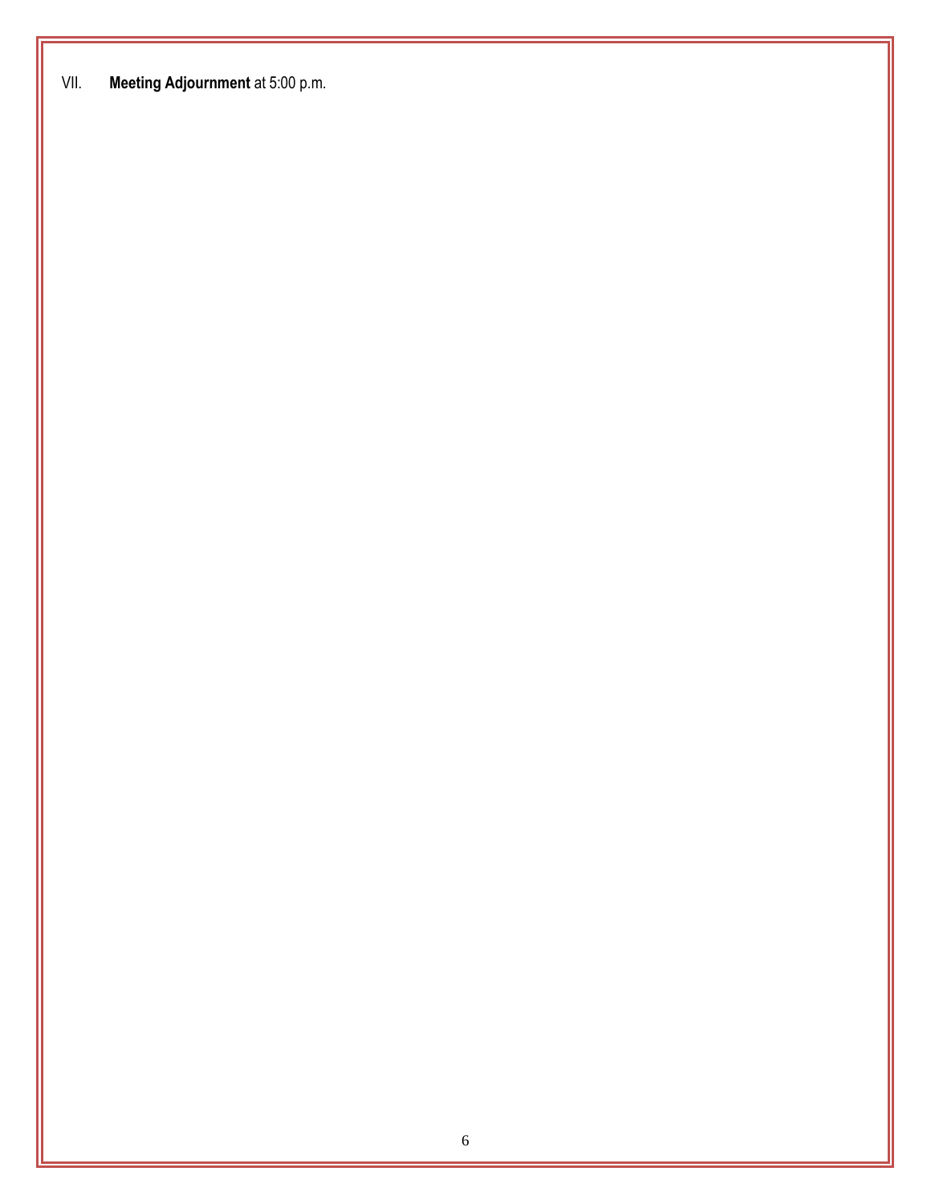VII. **Meeting Adjournment** at 5:00 p.m.